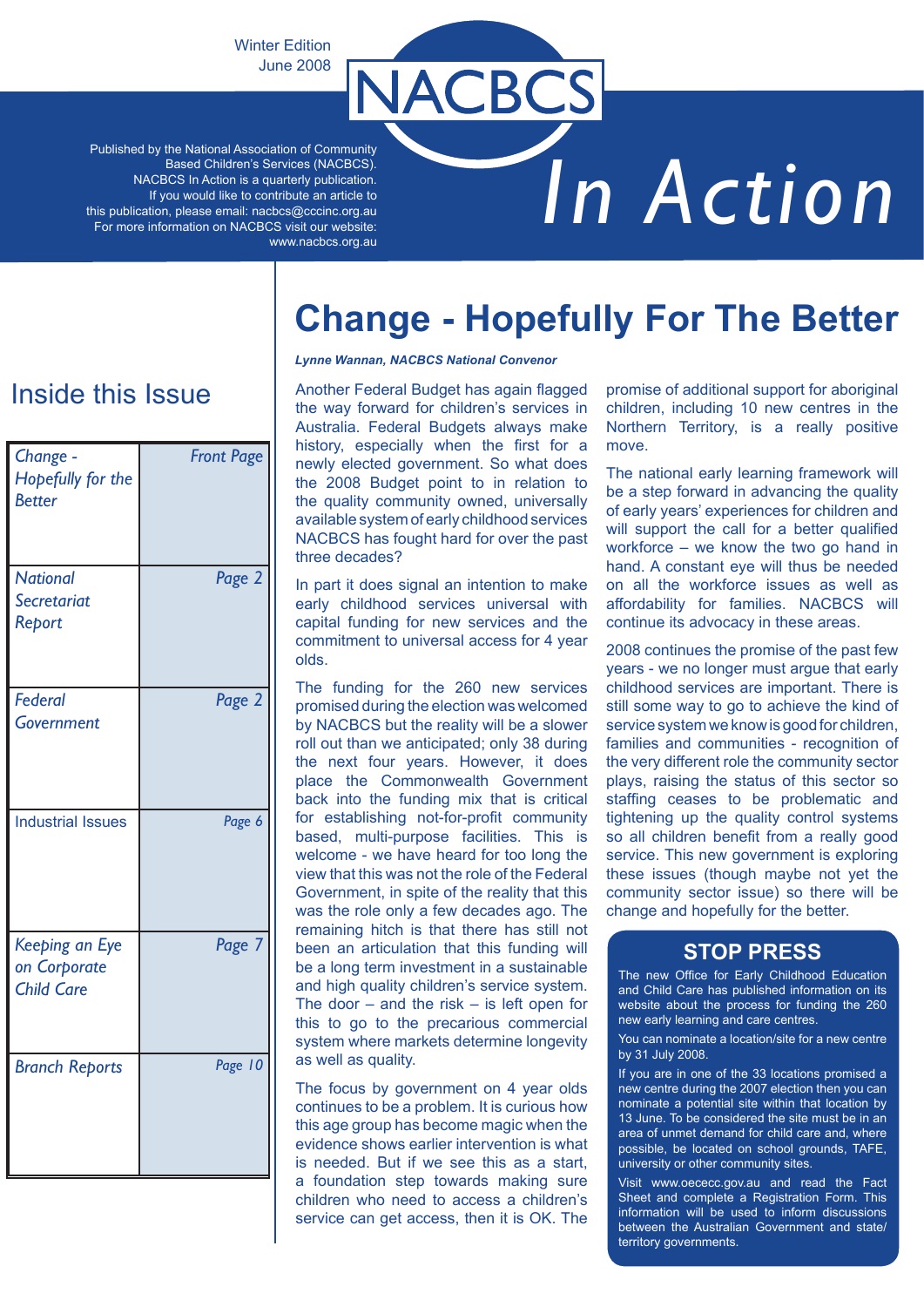Winter Edition
June 2008

# NACBCS In Action

Published by the National Association of Community Based Children's Services (NACBCS). NACBCS In Action is a quarterly publication. If you would like to contribute an article to this publication, please email: nacbcs@cccinc.org.au
For more information on NACBCS visit our website: www.nacbcs.org.au

## Inside this Issue

| | |
|---|---|
| *Change - Hopefully for the Better* | *Front Page* |
| *National Secretariat Report* | *Page 2* |
| *Federal Government* | *Page 2* |
| Industrial Issues | *Page 6* |
| *Keeping an Eye on Corporate Child Care* | *Page 7* |
| *Branch Reports* | *Page 10* |

# Change - Hopefully For The Better

***Lynne Wannan, NACBCS National Convenor***

Another Federal Budget has again flagged the way forward for children's services in Australia. Federal Budgets always make history, especially when the first for a newly elected government. So what does the 2008 Budget point to in relation to the quality community owned, universally available system of early childhood services NACBCS has fought hard for over the past three decades?

In part it does signal an intention to make early childhood services universal with capital funding for new services and the commitment to universal access for 4 year olds.

The funding for the 260 new services promised during the election was welcomed by NACBCS but the reality will be a slower roll out than we anticipated; only 38 during the next four years. However, it does place the Commonwealth Government back into the funding mix that is critical for establishing not-for-profit community based, multi-purpose facilities. This is welcome - we have heard for too long the view that this was not the role of the Federal Government, in spite of the reality that this was the role only a few decades ago. The remaining hitch is that there has still not been an articulation that this funding will be a long term investment in a sustainable and high quality children's service system. The door – and the risk – is left open for this to go to the precarious commercial system where markets determine longevity as well as quality.

The focus by government on 4 year olds continues to be a problem. It is curious how this age group has become magic when the evidence shows earlier intervention is what is needed. But if we see this as a start, a foundation step towards making sure children who need to access a children's service can get access, then it is OK. The promise of additional support for aboriginal children, including 10 new centres in the Northern Territory, is a really positive move.

The national early learning framework will be a step forward in advancing the quality of early years' experiences for children and will support the call for a better qualified workforce – we know the two go hand in hand. A constant eye will thus be needed on all the workforce issues as well as affordability for families. NACBCS will continue its advocacy in these areas.

2008 continues the promise of the past few years - we no longer must argue that early childhood services are important. There is still some way to go to achieve the kind of service system we know is good for children, families and communities - recognition of the very different role the community sector plays, raising the status of this sector so staffing ceases to be problematic and tightening up the quality control systems so all children benefit from a really good service. This new government is exploring these issues (though maybe not yet the community sector issue) so there will be change and hopefully for the better.

## STOP PRESS

The new Office for Early Childhood Education and Child Care has published information on its website about the process for funding the 260 new early learning and care centres.

You can nominate a location/site for a new centre by 31 July 2008.

If you are in one of the 33 locations promised a new centre during the 2007 election then you can nominate a potential site within that location by 13 June. To be considered the site must be in an area of unmet demand for child care and, where possible, be located on school grounds, TAFE, university or other community sites.

Visit www.oececc.gov.au and read the Fact Sheet and complete a Registration Form. This information will be used to inform discussions between the Australian Government and state/territory governments.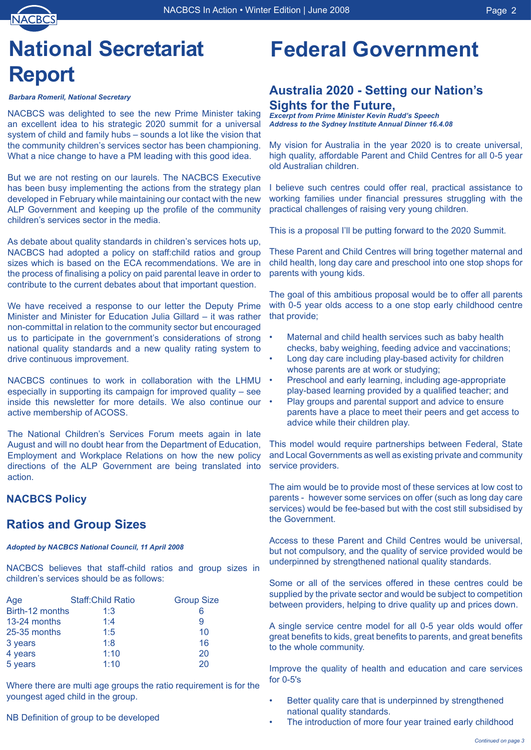# National Secretariat Report

***Barbara Romeril, National Secretary***

NACBCS was delighted to see the new Prime Minister taking an excellent idea to his strategic 2020 summit for a universal system of child and family hubs – sounds a lot like the vision that the community children's services sector has been championing. What a nice change to have a PM leading with this good idea.

But we are not resting on our laurels. The NACBCS Executive has been busy implementing the actions from the strategy plan developed in February while maintaining our contact with the new ALP Government and keeping up the profile of the community children's services sector in the media.

As debate about quality standards in children's services hots up, NACBCS had adopted a policy on staff:child ratios and group sizes which is based on the ECA recommendations. We are in the process of finalising a policy on paid parental leave in order to contribute to the current debates about that important question.

We have received a response to our letter the Deputy Prime Minister and Minister for Education Julia Gillard – it was rather non-committal in relation to the community sector but encouraged us to participate in the government's considerations of strong national quality standards and a new quality rating system to drive continuous improvement.

NACBCS continues to work in collaboration with the LHMU especially in supporting its campaign for improved quality – see inside this newsletter for more details. We also continue our active membership of ACOSS.

The National Children's Services Forum meets again in late August and will no doubt hear from the Department of Education, Employment and Workplace Relations on how the new policy directions of the ALP Government are being translated into action.

### NACBCS Policy

## Ratios and Group Sizes

***Adopted by NACBCS National Council, 11 April 2008***

NACBCS believes that staff-child ratios and group sizes in children's services should be as follows:

| Age | Staff:Child Ratio | Group Size |
|---|---|---|
| Birth-12 months | 1:3 | 6 |
| 13-24 months | 1:4 | 9 |
| 25-35 months | 1:5 | 10 |
| 3 years | 1:8 | 16 |
| 4 years | 1:10 | 20 |
| 5 years | 1:10 | 20 |

Where there are multi age groups the ratio requirement is for the youngest aged child in the group.

NB Definition of group to be developed

# Federal Government

## Australia 2020 - Setting our Nation's Sights for the Future,

***Excerpt from Prime Minister Kevin Rudd's Speech Address to the Sydney Institute Annual Dinner 16.4.08***

My vision for Australia in the year 2020 is to create universal, high quality, affordable Parent and Child Centres for all 0-5 year old Australian children.

I believe such centres could offer real, practical assistance to working families under financial pressures struggling with the practical challenges of raising very young children.

This is a proposal I'll be putting forward to the 2020 Summit.

These Parent and Child Centres will bring together maternal and child health, long day care and preschool into one stop shops for parents with young kids.

The goal of this ambitious proposal would be to offer all parents with 0-5 year olds access to a one stop early childhood centre that provide;

- Maternal and child health services such as baby health checks, baby weighing, feeding advice and vaccinations;
- Long day care including play-based activity for children whose parents are at work or studying;
- Preschool and early learning, including age-appropriate play-based learning provided by a qualified teacher; and
- Play groups and parental support and advice to ensure parents have a place to meet their peers and get access to advice while their children play.

This model would require partnerships between Federal, State and Local Governments as well as existing private and community service providers.

The aim would be to provide most of these services at low cost to parents - however some services on offer (such as long day care services) would be fee-based but with the cost still subsidised by the Government.

Access to these Parent and Child Centres would be universal, but not compulsory, and the quality of service provided would be underpinned by strengthened national quality standards.

Some or all of the services offered in these centres could be supplied by the private sector and would be subject to competition between providers, helping to drive quality up and prices down.

A single service centre model for all 0-5 year olds would offer great benefits to kids, great benefits to parents, and great benefits to the whole community.

Improve the quality of health and education and care services for 0-5's

- Better quality care that is underpinned by strengthened national quality standards.
- The introduction of more four year trained early childhood

*Continued on page 3*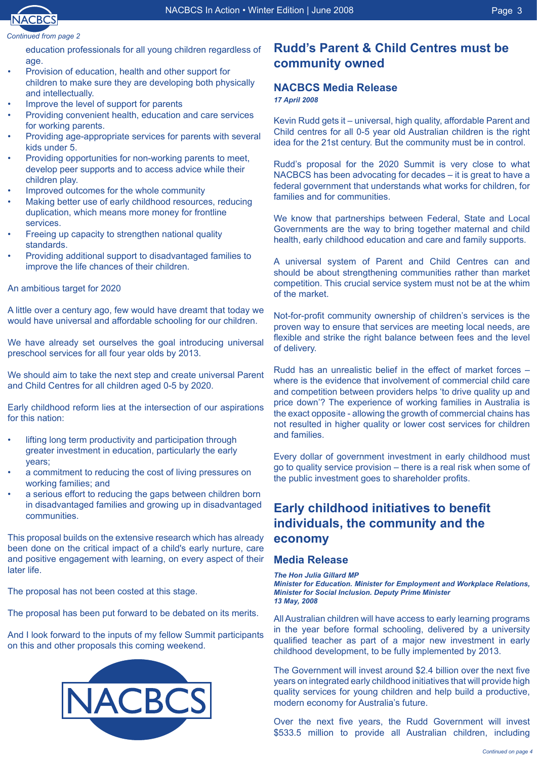*Continued from page 2*

education professionals for all young children regardless of age.

- Provision of education, health and other support for children to make sure they are developing both physically and intellectually.
- Improve the level of support for parents
- Providing convenient health, education and care services for working parents.
- Providing age-appropriate services for parents with several kids under 5.
- Providing opportunities for non-working parents to meet, develop peer supports and to access advice while their children play.
- Improved outcomes for the whole community
- Making better use of early childhood resources, reducing duplication, which means more money for frontline services.
- Freeing up capacity to strengthen national quality standards.
- Providing additional support to disadvantaged families to improve the life chances of their children.

An ambitious target for 2020

A little over a century ago, few would have dreamt that today we would have universal and affordable schooling for our children.

We have already set ourselves the goal introducing universal preschool services for all four year olds by 2013.

We should aim to take the next step and create universal Parent and Child Centres for all children aged 0-5 by 2020.

Early childhood reform lies at the intersection of our aspirations for this nation:

- lifting long term productivity and participation through greater investment in education, particularly the early years;
- a commitment to reducing the cost of living pressures on working families; and
- a serious effort to reducing the gaps between children born in disadvantaged families and growing up in disadvantaged communities.

This proposal builds on the extensive research which has already been done on the critical impact of a child's early nurture, care and positive engagement with learning, on every aspect of their later life.

The proposal has not been costed at this stage.

The proposal has been put forward to be debated on its merits.

And I look forward to the inputs of my fellow Summit participants on this and other proposals this coming weekend.

NACBCS

## Rudd's Parent & Child Centres must be community owned

### NACBCS Media Release

***17 April 2008***

Kevin Rudd gets it – universal, high quality, affordable Parent and Child centres for all 0-5 year old Australian children is the right idea for the 21st century. But the community must be in control.

Rudd's proposal for the 2020 Summit is very close to what NACBCS has been advocating for decades – it is great to have a federal government that understands what works for children, for families and for communities.

We know that partnerships between Federal, State and Local Governments are the way to bring together maternal and child health, early childhood education and care and family supports.

A universal system of Parent and Child Centres can and should be about strengthening communities rather than market competition. This crucial service system must not be at the whim of the market.

Not-for-profit community ownership of children's services is the proven way to ensure that services are meeting local needs, are flexible and strike the right balance between fees and the level of delivery.

Rudd has an unrealistic belief in the effect of market forces – where is the evidence that involvement of commercial child care and competition between providers helps 'to drive quality up and price down'? The experience of working families in Australia is the exact opposite - allowing the growth of commercial chains has not resulted in higher quality or lower cost services for children and families.

Every dollar of government investment in early childhood must go to quality service provision – there is a real risk when some of the public investment goes to shareholder profits.

## Early childhood initiatives to benefit individuals, the community and the economy

### Media Release

***The Hon Julia Gillard MP***
***Minister for Education. Minister for Employment and Workplace Relations, Minister for Social Inclusion. Deputy Prime Minister***
***13 May, 2008***

All Australian children will have access to early learning programs in the year before formal schooling, delivered by a university qualified teacher as part of a major new investment in early childhood development, to be fully implemented by 2013.

The Government will invest around $2.4 billion over the next five years on integrated early childhood initiatives that will provide high quality services for young children and help build a productive, modern economy for Australia's future.

Over the next five years, the Rudd Government will invest $533.5 million to provide all Australian children, including

*Continued on page 4*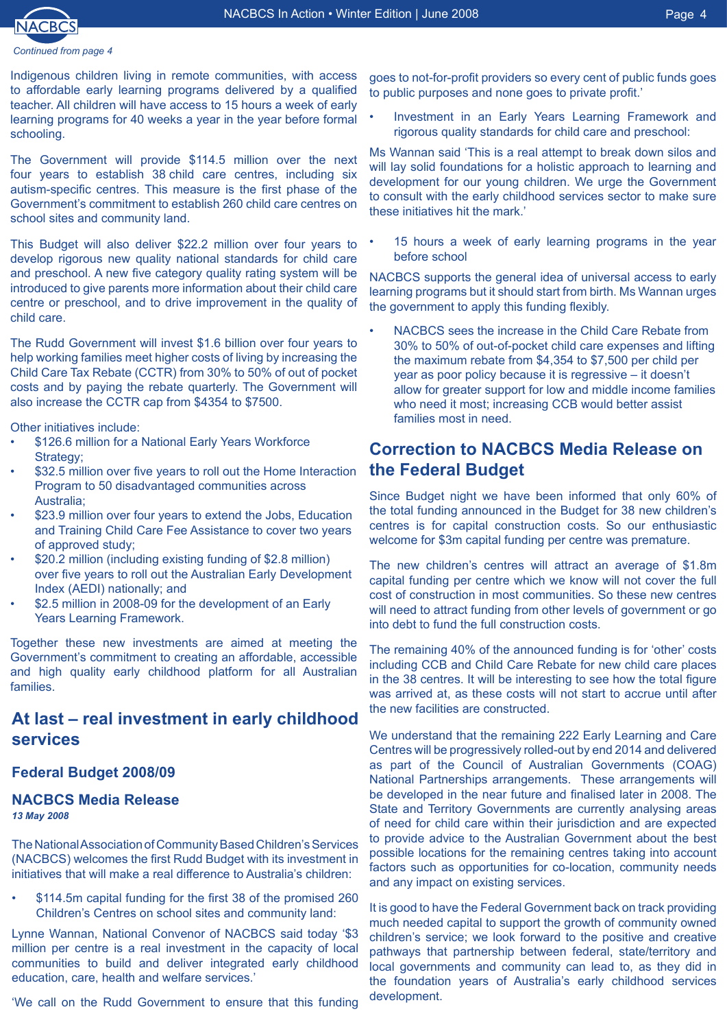*Continued from page 4*

Indigenous children living in remote communities, with access to affordable early learning programs delivered by a qualified teacher. All children will have access to 15 hours a week of early learning programs for 40 weeks a year in the year before formal schooling.

The Government will provide $114.5 million over the next four years to establish 38 child care centres, including six autism-specific centres. This measure is the first phase of the Government's commitment to establish 260 child care centres on school sites and community land.

This Budget will also deliver $22.2 million over four years to develop rigorous new quality national standards for child care and preschool. A new five category quality rating system will be introduced to give parents more information about their child care centre or preschool, and to drive improvement in the quality of child care.

The Rudd Government will invest $1.6 billion over four years to help working families meet higher costs of living by increasing the Child Care Tax Rebate (CCTR) from 30% to 50% of out of pocket costs and by paying the rebate quarterly. The Government will also increase the CCTR cap from $4354 to $7500.

Other initiatives include:

- $126.6 million for a National Early Years Workforce Strategy;
- $32.5 million over five years to roll out the Home Interaction Program to 50 disadvantaged communities across Australia;
- $23.9 million over four years to extend the Jobs, Education and Training Child Care Fee Assistance to cover two years of approved study;
- $20.2 million (including existing funding of $2.8 million) over five years to roll out the Australian Early Development Index (AEDI) nationally; and
- $2.5 million in 2008-09 for the development of an Early Years Learning Framework.

Together these new investments are aimed at meeting the Government's commitment to creating an affordable, accessible and high quality early childhood platform for all Australian families.

## At last – real investment in early childhood services

### Federal Budget 2008/09

### NACBCS Media Release

***13 May 2008***

The National Association of Community Based Children's Services (NACBCS) welcomes the first Rudd Budget with its investment in initiatives that will make a real difference to Australia's children:

- $114.5m capital funding for the first 38 of the promised 260 Children's Centres on school sites and community land:

Lynne Wannan, National Convenor of NACBCS said today '$3 million per centre is a real investment in the capacity of local communities to build and deliver integrated early childhood education, care, health and welfare services.'

'We call on the Rudd Government to ensure that this funding goes to not-for-profit providers so every cent of public funds goes to public purposes and none goes to private profit.'

- Investment in an Early Years Learning Framework and rigorous quality standards for child care and preschool:

Ms Wannan said 'This is a real attempt to break down silos and will lay solid foundations for a holistic approach to learning and development for our young children. We urge the Government to consult with the early childhood services sector to make sure these initiatives hit the mark.'

- 15 hours a week of early learning programs in the year before school

NACBCS supports the general idea of universal access to early learning programs but it should start from birth. Ms Wannan urges the government to apply this funding flexibly.

- NACBCS sees the increase in the Child Care Rebate from 30% to 50% of out-of-pocket child care expenses and lifting the maximum rebate from $4,354 to $7,500 per child per year as poor policy because it is regressive – it doesn't allow for greater support for low and middle income families who need it most; increasing CCB would better assist families most in need.

## Correction to NACBCS Media Release on the Federal Budget

Since Budget night we have been informed that only 60% of the total funding announced in the Budget for 38 new children's centres is for capital construction costs. So our enthusiastic welcome for $3m capital funding per centre was premature.

The new children's centres will attract an average of $1.8m capital funding per centre which we know will not cover the full cost of construction in most communities. So these new centres will need to attract funding from other levels of government or go into debt to fund the full construction costs.

The remaining 40% of the announced funding is for 'other' costs including CCB and Child Care Rebate for new child care places in the 38 centres. It will be interesting to see how the total figure was arrived at, as these costs will not start to accrue until after the new facilities are constructed.

We understand that the remaining 222 Early Learning and Care Centres will be progressively rolled-out by end 2014 and delivered as part of the Council of Australian Governments (COAG) National Partnerships arrangements. These arrangements will be developed in the near future and finalised later in 2008. The State and Territory Governments are currently analysing areas of need for child care within their jurisdiction and are expected to provide advice to the Australian Government about the best possible locations for the remaining centres taking into account factors such as opportunities for co-location, community needs and any impact on existing services.

It is good to have the Federal Government back on track providing much needed capital to support the growth of community owned children's service; we look forward to the positive and creative pathways that partnership between federal, state/territory and local governments and community can lead to, as they did in the foundation years of Australia's early childhood services development.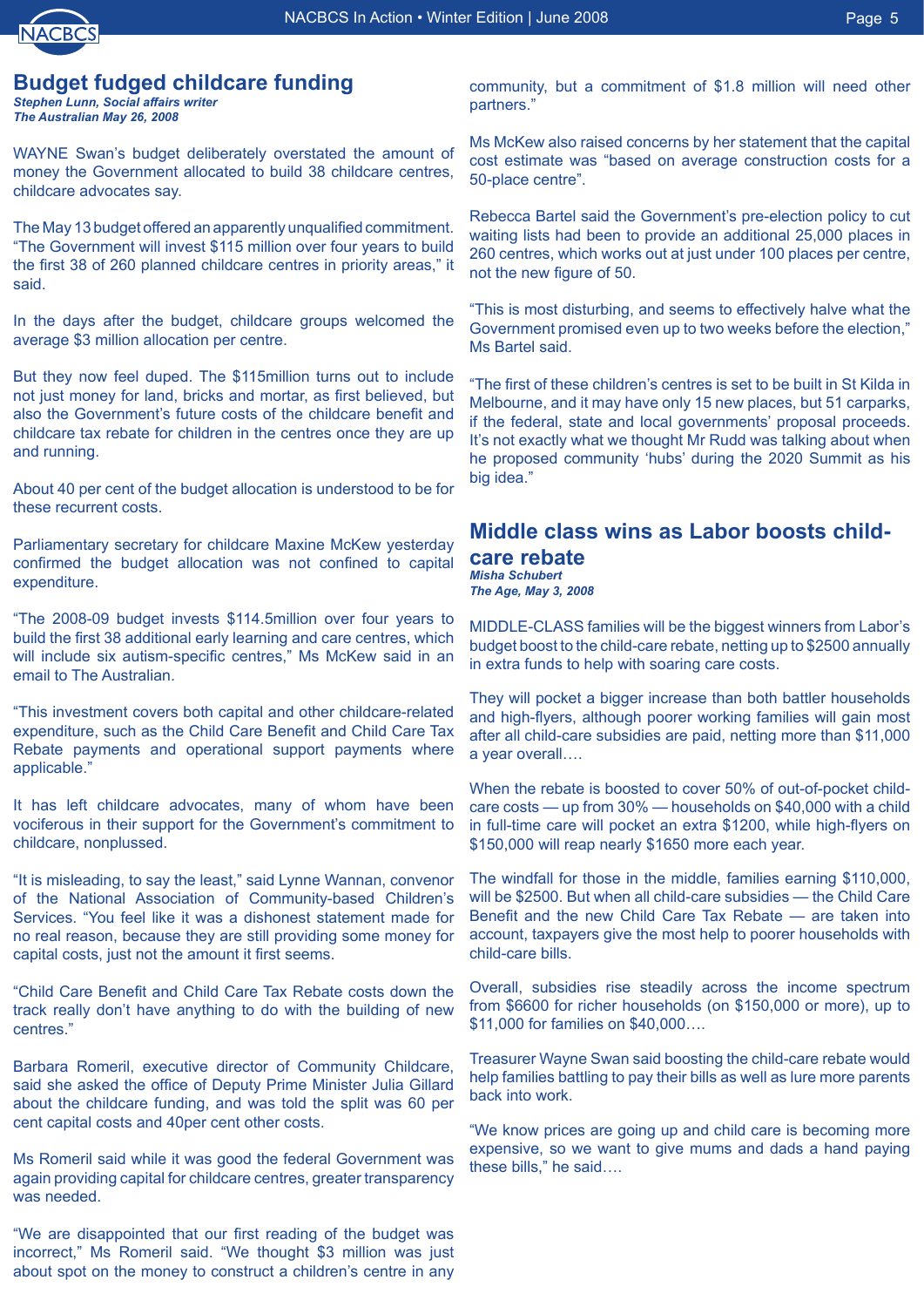## Budget fudged childcare funding

***Stephen Lunn, Social affairs writer***
***The Australian May 26, 2008***

WAYNE Swan's budget deliberately overstated the amount of money the Government allocated to build 38 childcare centres, childcare advocates say.

The May 13 budget offered an apparently unqualified commitment. "The Government will invest $115 million over four years to build the first 38 of 260 planned childcare centres in priority areas," it said.

In the days after the budget, childcare groups welcomed the average $3 million allocation per centre.

But they now feel duped. The $115million turns out to include not just money for land, bricks and mortar, as first believed, but also the Government's future costs of the childcare benefit and childcare tax rebate for children in the centres once they are up and running.

About 40 per cent of the budget allocation is understood to be for these recurrent costs.

Parliamentary secretary for childcare Maxine McKew yesterday confirmed the budget allocation was not confined to capital expenditure.

"The 2008-09 budget invests $114.5million over four years to build the first 38 additional early learning and care centres, which will include six autism-specific centres," Ms McKew said in an email to The Australian.

"This investment covers both capital and other childcare-related expenditure, such as the Child Care Benefit and Child Care Tax Rebate payments and operational support payments where applicable."

It has left childcare advocates, many of whom have been vociferous in their support for the Government's commitment to childcare, nonplussed.

"It is misleading, to say the least," said Lynne Wannan, convenor of the National Association of Community-based Children's Services. "You feel like it was a dishonest statement made for no real reason, because they are still providing some money for capital costs, just not the amount it first seems.

"Child Care Benefit and Child Care Tax Rebate costs down the track really don't have anything to do with the building of new centres."

Barbara Romeril, executive director of Community Childcare, said she asked the office of Deputy Prime Minister Julia Gillard about the childcare funding, and was told the split was 60 per cent capital costs and 40per cent other costs.

Ms Romeril said while it was good the federal Government was again providing capital for childcare centres, greater transparency was needed.

"We are disappointed that our first reading of the budget was incorrect," Ms Romeril said. "We thought $3 million was just about spot on the money to construct a children's centre in any community, but a commitment of $1.8 million will need other partners."

Ms McKew also raised concerns by her statement that the capital cost estimate was "based on average construction costs for a 50-place centre".

Rebecca Bartel said the Government's pre-election policy to cut waiting lists had been to provide an additional 25,000 places in 260 centres, which works out at just under 100 places per centre, not the new figure of 50.

"This is most disturbing, and seems to effectively halve what the Government promised even up to two weeks before the election," Ms Bartel said.

"The first of these children's centres is set to be built in St Kilda in Melbourne, and it may have only 15 new places, but 51 carparks, if the federal, state and local governments' proposal proceeds. It's not exactly what we thought Mr Rudd was talking about when he proposed community 'hubs' during the 2020 Summit as his big idea."

## Middle class wins as Labor boosts child-care rebate

***Misha Schubert***
***The Age, May 3, 2008***

MIDDLE-CLASS families will be the biggest winners from Labor's budget boost to the child-care rebate, netting up to $2500 annually in extra funds to help with soaring care costs.

They will pocket a bigger increase than both battler households and high-flyers, although poorer working families will gain most after all child-care subsidies are paid, netting more than $11,000 a year overall….

When the rebate is boosted to cover 50% of out-of-pocket child-care costs — up from 30% — households on $40,000 with a child in full-time care will pocket an extra $1200, while high-flyers on $150,000 will reap nearly $1650 more each year.

The windfall for those in the middle, families earning $110,000, will be $2500. But when all child-care subsidies — the Child Care Benefit and the new Child Care Tax Rebate — are taken into account, taxpayers give the most help to poorer households with child-care bills.

Overall, subsidies rise steadily across the income spectrum from $6600 for richer households (on $150,000 or more), up to $11,000 for families on $40,000….

Treasurer Wayne Swan said boosting the child-care rebate would help families battling to pay their bills as well as lure more parents back into work.

"We know prices are going up and child care is becoming more expensive, so we want to give mums and dads a hand paying these bills," he said….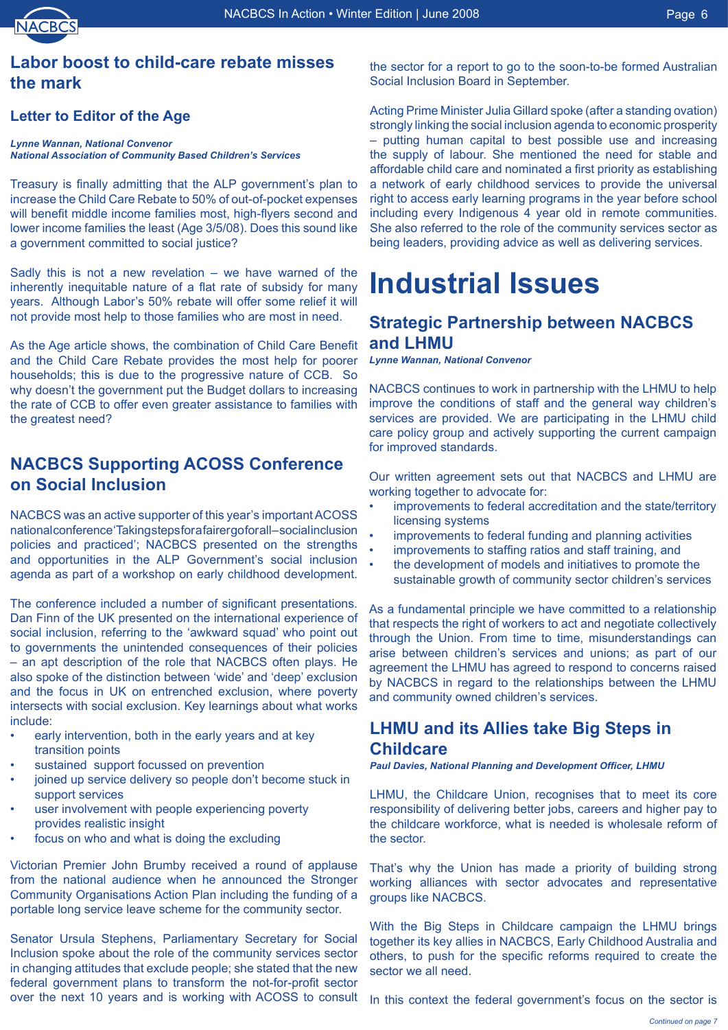## Labor boost to child-care rebate misses the mark

### Letter to Editor of the Age

***Lynne Wannan, National Convenor***
***National Association of Community Based Children's Services***

Treasury is finally admitting that the ALP government's plan to increase the Child Care Rebate to 50% of out-of-pocket expenses will benefit middle income families most, high-flyers second and lower income families the least (Age 3/5/08). Does this sound like a government committed to social justice?

Sadly this is not a new revelation – we have warned of the inherently inequitable nature of a flat rate of subsidy for many years. Although Labor's 50% rebate will offer some relief it will not provide most help to those families who are most in need.

As the Age article shows, the combination of Child Care Benefit and the Child Care Rebate provides the most help for poorer households; this is due to the progressive nature of CCB. So why doesn't the government put the Budget dollars to increasing the rate of CCB to offer even greater assistance to families with the greatest need?

## NACBCS Supporting ACOSS Conference on Social Inclusion

NACBCS was an active supporter of this year's important ACOSS national conference 'Taking steps for a fairer go for all – social inclusion policies and practiced'; NACBCS presented on the strengths and opportunities in the ALP Government's social inclusion agenda as part of a workshop on early childhood development.

The conference included a number of significant presentations. Dan Finn of the UK presented on the international experience of social inclusion, referring to the 'awkward squad' who point out to governments the unintended consequences of their policies – an apt description of the role that NACBCS often plays. He also spoke of the distinction between 'wide' and 'deep' exclusion and the focus in UK on entrenched exclusion, where poverty intersects with social exclusion. Key learnings about what works include:

- early intervention, both in the early years and at key transition points
- sustained support focussed on prevention
- joined up service delivery so people don't become stuck in support services
- user involvement with people experiencing poverty provides realistic insight
- focus on who and what is doing the excluding

Victorian Premier John Brumby received a round of applause from the national audience when he announced the Stronger Community Organisations Action Plan including the funding of a portable long service leave scheme for the community sector.

Senator Ursula Stephens, Parliamentary Secretary for Social Inclusion spoke about the role of the community services sector in changing attitudes that exclude people; she stated that the new federal government plans to transform the not-for-profit sector over the next 10 years and is working with ACOSS to consult the sector for a report to go to the soon-to-be formed Australian Social Inclusion Board in September.

Acting Prime Minister Julia Gillard spoke (after a standing ovation) strongly linking the social inclusion agenda to economic prosperity – putting human capital to best possible use and increasing the supply of labour. She mentioned the need for stable and affordable child care and nominated a first priority as establishing a network of early childhood services to provide the universal right to access early learning programs in the year before school including every Indigenous 4 year old in remote communities. She also referred to the role of the community services sector as being leaders, providing advice as well as delivering services.

# Industrial Issues

## Strategic Partnership between NACBCS and LHMU

***Lynne Wannan, National Convenor***

NACBCS continues to work in partnership with the LHMU to help improve the conditions of staff and the general way children's services are provided. We are participating in the LHMU child care policy group and actively supporting the current campaign for improved standards.

Our written agreement sets out that NACBCS and LHMU are working together to advocate for:

- improvements to federal accreditation and the state/territory licensing systems
- improvements to federal funding and planning activities
- improvements to staffing ratios and staff training, and
- the development of models and initiatives to promote the sustainable growth of community sector children's services

As a fundamental principle we have committed to a relationship that respects the right of workers to act and negotiate collectively through the Union. From time to time, misunderstandings can arise between children's services and unions; as part of our agreement the LHMU has agreed to respond to concerns raised by NACBCS in regard to the relationships between the LHMU and community owned children's services.

## LHMU and its Allies take Big Steps in Childcare

***Paul Davies, National Planning and Development Officer, LHMU***

LHMU, the Childcare Union, recognises that to meet its core responsibility of delivering better jobs, careers and higher pay to the childcare workforce, what is needed is wholesale reform of the sector.

That's why the Union has made a priority of building strong working alliances with sector advocates and representative groups like NACBCS.

With the Big Steps in Childcare campaign the LHMU brings together its key allies in NACBCS, Early Childhood Australia and others, to push for the specific reforms required to create the sector we all need.

In this context the federal government's focus on the sector is

*Continued on page 7*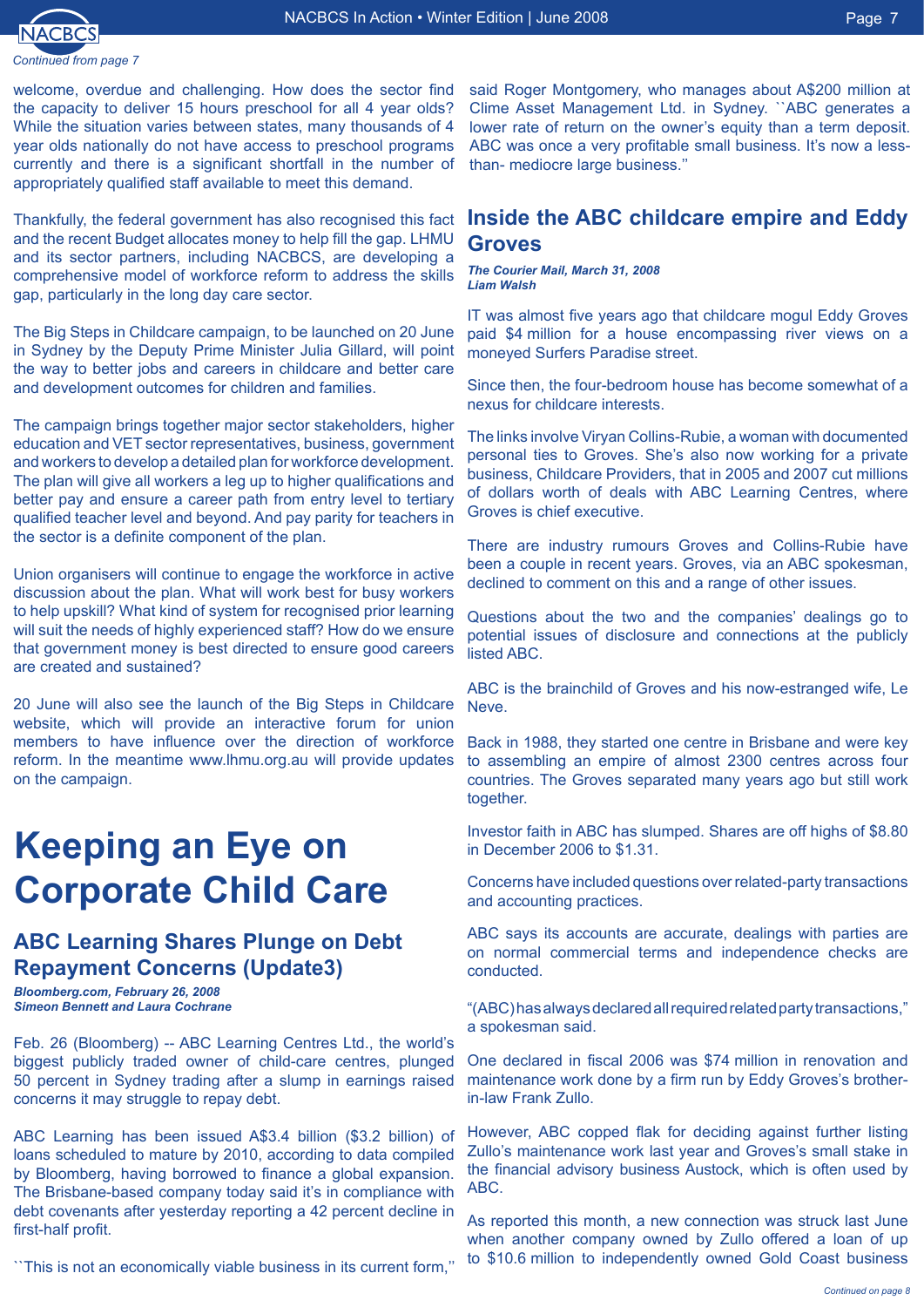*Continued from page 7*

welcome, overdue and challenging. How does the sector find the capacity to deliver 15 hours preschool for all 4 year olds? While the situation varies between states, many thousands of 4 year olds nationally do not have access to preschool programs currently and there is a significant shortfall in the number of appropriately qualified staff available to meet this demand.

Thankfully, the federal government has also recognised this fact and the recent Budget allocates money to help fill the gap. LHMU and its sector partners, including NACBCS, are developing a comprehensive model of workforce reform to address the skills gap, particularly in the long day care sector.

The Big Steps in Childcare campaign, to be launched on 20 June in Sydney by the Deputy Prime Minister Julia Gillard, will point the way to better jobs and careers in childcare and better care and development outcomes for children and families.

The campaign brings together major sector stakeholders, higher education and VET sector representatives, business, government and workers to develop a detailed plan for workforce development. The plan will give all workers a leg up to higher qualifications and better pay and ensure a career path from entry level to tertiary qualified teacher level and beyond. And pay parity for teachers in the sector is a definite component of the plan.

Union organisers will continue to engage the workforce in active discussion about the plan. What will work best for busy workers to help upskill? What kind of system for recognised prior learning will suit the needs of highly experienced staff? How do we ensure that government money is best directed to ensure good careers are created and sustained?

20 June will also see the launch of the Big Steps in Childcare website, which will provide an interactive forum for union members to have influence over the direction of workforce reform. In the meantime www.lhmu.org.au will provide updates on the campaign.

# Keeping an Eye on Corporate Child Care

## ABC Learning Shares Plunge on Debt Repayment Concerns (Update3)

***Bloomberg.com, February 26, 2008***
***Simeon Bennett and Laura Cochrane***

Feb. 26 (Bloomberg) -- ABC Learning Centres Ltd., the world's biggest publicly traded owner of child-care centres, plunged 50 percent in Sydney trading after a slump in earnings raised concerns it may struggle to repay debt.

ABC Learning has been issued A$3.4 billion ($3.2 billion) of loans scheduled to mature by 2010, according to data compiled by Bloomberg, having borrowed to finance a global expansion. The Brisbane-based company today said it's in compliance with debt covenants after yesterday reporting a 42 percent decline in first-half profit.

``This is not an economically viable business in its current form,'' said Roger Montgomery, who manages about A$200 million at Clime Asset Management Ltd. in Sydney. ``ABC generates a lower rate of return on the owner's equity than a term deposit. ABC was once a very profitable small business. It's now a less-than- mediocre large business.''

## Inside the ABC childcare empire and Eddy Groves

***The Courier Mail, March 31, 2008***
***Liam Walsh***

IT was almost five years ago that childcare mogul Eddy Groves paid $4 million for a house encompassing river views on a moneyed Surfers Paradise street.

Since then, the four-bedroom house has become somewhat of a nexus for childcare interests.

The links involve Viryan Collins-Rubie, a woman with documented personal ties to Groves. She's also now working for a private business, Childcare Providers, that in 2005 and 2007 cut millions of dollars worth of deals with ABC Learning Centres, where Groves is chief executive.

There are industry rumours Groves and Collins-Rubie have been a couple in recent years. Groves, via an ABC spokesman, declined to comment on this and a range of other issues.

Questions about the two and the companies' dealings go to potential issues of disclosure and connections at the publicly listed ABC.

ABC is the brainchild of Groves and his now-estranged wife, Le Neve.

Back in 1988, they started one centre in Brisbane and were key to assembling an empire of almost 2300 centres across four countries. The Groves separated many years ago but still work together.

Investor faith in ABC has slumped. Shares are off highs of $8.80 in December 2006 to $1.31.

Concerns have included questions over related-party transactions and accounting practices.

ABC says its accounts are accurate, dealings with parties are on normal commercial terms and independence checks are conducted.

"(ABC) has always declared all required related party transactions," a spokesman said.

One declared in fiscal 2006 was $74 million in renovation and maintenance work done by a firm run by Eddy Groves's brother-in-law Frank Zullo.

However, ABC copped flak for deciding against further listing Zullo's maintenance work last year and Groves's small stake in the financial advisory business Austock, which is often used by ABC.

As reported this month, a new connection was struck last June when another company owned by Zullo offered a loan of up to $10.6 million to independently owned Gold Coast business

*Continued on page 8*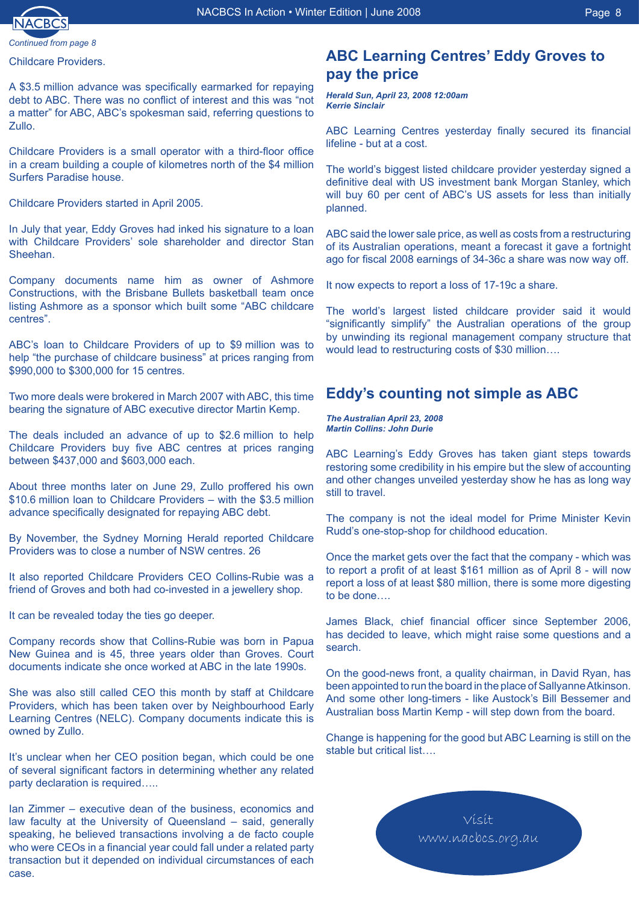*Continued from page 8*

Childcare Providers.

A $3.5 million advance was specifically earmarked for repaying debt to ABC. There was no conflict of interest and this was "not a matter" for ABC, ABC's spokesman said, referring questions to Zullo.

Childcare Providers is a small operator with a third-floor office in a cream building a couple of kilometres north of the $4 million Surfers Paradise house.

Childcare Providers started in April 2005.

In July that year, Eddy Groves had inked his signature to a loan with Childcare Providers' sole shareholder and director Stan Sheehan.

Company documents name him as owner of Ashmore Constructions, with the Brisbane Bullets basketball team once listing Ashmore as a sponsor which built some "ABC childcare centres".

ABC's loan to Childcare Providers of up to $9 million was to help "the purchase of childcare business" at prices ranging from $990,000 to $300,000 for 15 centres.

Two more deals were brokered in March 2007 with ABC, this time bearing the signature of ABC executive director Martin Kemp.

The deals included an advance of up to $2.6 million to help Childcare Providers buy five ABC centres at prices ranging between $437,000 and $603,000 each.

About three months later on June 29, Zullo proffered his own $10.6 million loan to Childcare Providers – with the $3.5 million advance specifically designated for repaying ABC debt.

By November, the Sydney Morning Herald reported Childcare Providers was to close a number of NSW centres. 26

It also reported Childcare Providers CEO Collins-Rubie was a friend of Groves and both had co-invested in a jewellery shop.

It can be revealed today the ties go deeper.

Company records show that Collins-Rubie was born in Papua New Guinea and is 45, three years older than Groves. Court documents indicate she once worked at ABC in the late 1990s.

She was also still called CEO this month by staff at Childcare Providers, which has been taken over by Neighbourhood Early Learning Centres (NELC). Company documents indicate this is owned by Zullo.

It's unclear when her CEO position began, which could be one of several significant factors in determining whether any related party declaration is required…..

Ian Zimmer – executive dean of the business, economics and law faculty at the University of Queensland – said, generally speaking, he believed transactions involving a de facto couple who were CEOs in a financial year could fall under a related party transaction but it depended on individual circumstances of each case.

## ABC Learning Centres' Eddy Groves to pay the price

***Herald Sun, April 23, 2008 12:00am***
***Kerrie Sinclair***

ABC Learning Centres yesterday finally secured its financial lifeline - but at a cost.

The world's biggest listed childcare provider yesterday signed a definitive deal with US investment bank Morgan Stanley, which will buy 60 per cent of ABC's US assets for less than initially planned.

ABC said the lower sale price, as well as costs from a restructuring of its Australian operations, meant a forecast it gave a fortnight ago for fiscal 2008 earnings of 34-36c a share was now way off.

It now expects to report a loss of 17-19c a share.

The world's largest listed childcare provider said it would "significantly simplify" the Australian operations of the group by unwinding its regional management company structure that would lead to restructuring costs of $30 million….

## Eddy's counting not simple as ABC

***The Australian April 23, 2008***
***Martin Collins: John Durie***

ABC Learning's Eddy Groves has taken giant steps towards restoring some credibility in his empire but the slew of accounting and other changes unveiled yesterday show he has as long way still to travel.

The company is not the ideal model for Prime Minister Kevin Rudd's one-stop-shop for childhood education.

Once the market gets over the fact that the company - which was to report a profit of at least $161 million as of April 8 - will now report a loss of at least $80 million, there is some more digesting to be done….

James Black, chief financial officer since September 2006, has decided to leave, which might raise some questions and a search.

On the good-news front, a quality chairman, in David Ryan, has been appointed to run the board in the place of Sallyanne Atkinson. And some other long-timers - like Austock's Bill Bessemer and Australian boss Martin Kemp - will step down from the board.

Change is happening for the good but ABC Learning is still on the stable but critical list….

Visit
www.nacbcs.org.au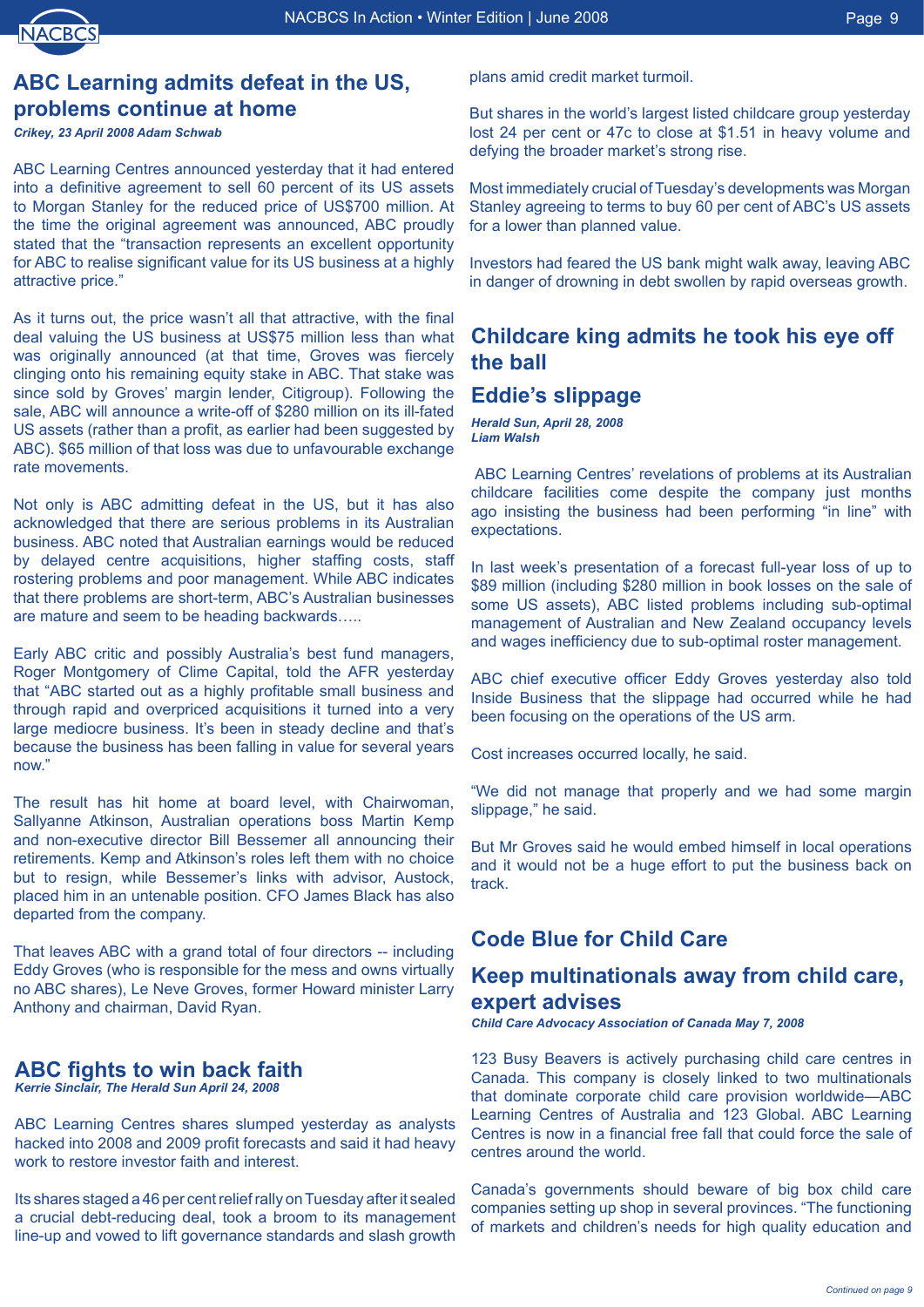## ABC Learning admits defeat in the US, problems continue at home

***Crikey, 23 April 2008 Adam Schwab***

ABC Learning Centres announced yesterday that it had entered into a definitive agreement to sell 60 percent of its US assets to Morgan Stanley for the reduced price of US$700 million. At the time the original agreement was announced, ABC proudly stated that the "transaction represents an excellent opportunity for ABC to realise significant value for its US business at a highly attractive price."

As it turns out, the price wasn't all that attractive, with the final deal valuing the US business at US$75 million less than what was originally announced (at that time, Groves was fiercely clinging onto his remaining equity stake in ABC. That stake was since sold by Groves' margin lender, Citigroup). Following the sale, ABC will announce a write-off of $280 million on its ill-fated US assets (rather than a profit, as earlier had been suggested by ABC). $65 million of that loss was due to unfavourable exchange rate movements.

Not only is ABC admitting defeat in the US, but it has also acknowledged that there are serious problems in its Australian business. ABC noted that Australian earnings would be reduced by delayed centre acquisitions, higher staffing costs, staff rostering problems and poor management. While ABC indicates that there problems are short-term, ABC's Australian businesses are mature and seem to be heading backwards…..

Early ABC critic and possibly Australia's best fund managers, Roger Montgomery of Clime Capital, told the AFR yesterday that "ABC started out as a highly profitable small business and through rapid and overpriced acquisitions it turned into a very large mediocre business. It's been in steady decline and that's because the business has been falling in value for several years now."

The result has hit home at board level, with Chairwoman, Sallyanne Atkinson, Australian operations boss Martin Kemp and non-executive director Bill Bessemer all announcing their retirements. Kemp and Atkinson's roles left them with no choice but to resign, while Bessemer's links with advisor, Austock, placed him in an untenable position. CFO James Black has also departed from the company.

That leaves ABC with a grand total of four directors -- including Eddy Groves (who is responsible for the mess and owns virtually no ABC shares), Le Neve Groves, former Howard minister Larry Anthony and chairman, David Ryan.

## ABC fights to win back faith

***Kerrie Sinclair, The Herald Sun April 24, 2008***

ABC Learning Centres shares slumped yesterday as analysts hacked into 2008 and 2009 profit forecasts and said it had heavy work to restore investor faith and interest.

Its shares staged a 46 per cent relief rally on Tuesday after it sealed a crucial debt-reducing deal, took a broom to its management line-up and vowed to lift governance standards and slash growth plans amid credit market turmoil.

But shares in the world's largest listed childcare group yesterday lost 24 per cent or 47c to close at $1.51 in heavy volume and defying the broader market's strong rise.

Most immediately crucial of Tuesday's developments was Morgan Stanley agreeing to terms to buy 60 per cent of ABC's US assets for a lower than planned value.

Investors had feared the US bank might walk away, leaving ABC in danger of drowning in debt swollen by rapid overseas growth.

## Childcare king admits he took his eye off the ball

## Eddie's slippage

***Herald Sun, April 28, 2008***
***Liam Walsh***

ABC Learning Centres' revelations of problems at its Australian childcare facilities come despite the company just months ago insisting the business had been performing "in line" with expectations.

In last week's presentation of a forecast full-year loss of up to $89 million (including $280 million in book losses on the sale of some US assets), ABC listed problems including sub-optimal management of Australian and New Zealand occupancy levels and wages inefficiency due to sub-optimal roster management.

ABC chief executive officer Eddy Groves yesterday also told Inside Business that the slippage had occurred while he had been focusing on the operations of the US arm.

Cost increases occurred locally, he said.

"We did not manage that properly and we had some margin slippage," he said.

But Mr Groves said he would embed himself in local operations and it would not be a huge effort to put the business back on track.

## Code Blue for Child Care

## Keep multinationals away from child care, expert advises

***Child Care Advocacy Association of Canada May 7, 2008***

123 Busy Beavers is actively purchasing child care centres in Canada. This company is closely linked to two multinationals that dominate corporate child care provision worldwide—ABC Learning Centres of Australia and 123 Global. ABC Learning Centres is now in a financial free fall that could force the sale of centres around the world.

Canada's governments should beware of big box child care companies setting up shop in several provinces. "The functioning of markets and children's needs for high quality education and

*Continued on page 9*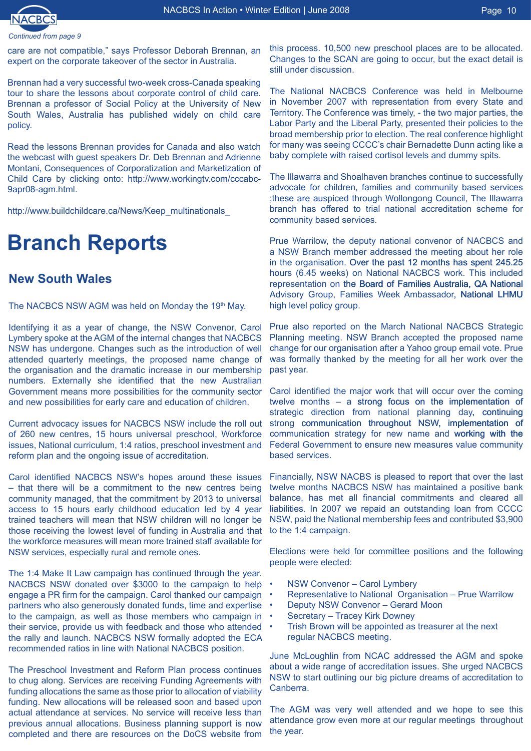*Continued from page 9*

care are not compatible," says Professor Deborah Brennan, an expert on the corporate takeover of the sector in Australia.

Brennan had a very successful two-week cross-Canada speaking tour to share the lessons about corporate control of child care. Brennan a professor of Social Policy at the University of New South Wales, Australia has published widely on child care policy.

Read the lessons Brennan provides for Canada and also watch the webcast with guest speakers Dr. Deb Brennan and Adrienne Montani, Consequences of Corporatization and Marketization of Child Care by clicking onto: http://www.workingtv.com/cccabc-9apr08-agm.html.

http://www.buildchildcare.ca/News/Keep_multinationals_

# Branch Reports

## New South Wales

The NACBCS NSW AGM was held on Monday the 19th May.

Identifying it as a year of change, the NSW Convenor, Carol Lymbery spoke at the AGM of the internal changes that NACBCS NSW has undergone. Changes such as the introduction of well attended quarterly meetings, the proposed name change of the organisation and the dramatic increase in our membership numbers. Externally she identified that the new Australian Government means more possibilities for the community sector and new possibilities for early care and education of children.

Current advocacy issues for NACBCS NSW include the roll out of 260 new centres, 15 hours universal preschool, Workforce issues, National curriculum, 1:4 ratios, preschool investment and reform plan and the ongoing issue of accreditation.

Carol identified NACBCS NSW's hopes around these issues – that there will be a commitment to the new centres being community managed, that the commitment by 2013 to universal access to 15 hours early childhood education led by 4 year trained teachers will mean that NSW children will no longer be those receiving the lowest level of funding in Australia and that the workforce measures will mean more trained staff available for NSW services, especially rural and remote ones.

The 1:4 Make It Law campaign has continued through the year. NACBCS NSW donated over $3000 to the campaign to help engage a PR firm for the campaign. Carol thanked our campaign partners who also generously donated funds, time and expertise to the campaign, as well as those members who campaign in their service, provide us with feedback and those who attended the rally and launch. NACBCS NSW formally adopted the ECA recommended ratios in line with National NACBCS position.

The Preschool Investment and Reform Plan process continues to chug along. Services are receiving Funding Agreements with funding allocations the same as those prior to allocation of viability funding. New allocations will be released soon and based upon actual attendance at services. No service will receive less than previous annual allocations. Business planning support is now completed and there are resources on the DoCS website from this process. 10,500 new preschool places are to be allocated. Changes to the SCAN are going to occur, but the exact detail is still under discussion.

The National NACBCS Conference was held in Melbourne in November 2007 with representation from every State and Territory. The Conference was timely, - the two major parties, the Labor Party and the Liberal Party, presented their policies to the broad membership prior to election. The real conference highlight for many was seeing CCCC's chair Bernadette Dunn acting like a baby complete with raised cortisol levels and dummy spits.

The Illawarra and Shoalhaven branches continue to successfully advocate for children, families and community based services ;these are auspiced through Wollongong Council, The Illawarra branch has offered to trial national accreditation scheme for community based services.

Prue Warrilow, the deputy national convenor of NACBCS and a NSW Branch member addressed the meeting about her role in the organisation. Over the past 12 months has spent 245.25 hours (6.45 weeks) on National NACBCS work. This included representation on the Board of Families Australia, QA National Advisory Group, Families Week Ambassador, National LHMU high level policy group.

Prue also reported on the March National NACBCS Strategic Planning meeting. NSW Branch accepted the proposed name change for our organisation after a Yahoo group email vote. Prue was formally thanked by the meeting for all her work over the past year.

Carol identified the major work that will occur over the coming twelve months – a strong focus on the implementation of strategic direction from national planning day, continuing strong communication throughout NSW, implementation of communication strategy for new name and working with the Federal Government to ensure new measures value community based services.

Financially, NSW NACBS is pleased to report that over the last twelve months NACBCS NSW has maintained a positive bank balance, has met all financial commitments and cleared all liabilities. In 2007 we repaid an outstanding loan from CCCC NSW, paid the National membership fees and contributed $3,900 to the 1:4 campaign.

Elections were held for committee positions and the following people were elected:

- NSW Convenor – Carol Lymbery
- Representative to National Organisation – Prue Warrilow
- Deputy NSW Convenor – Gerard Moon
- Secretary – Tracey Kirk Downey
- Trish Brown will be appointed as treasurer at the next regular NACBCS meeting.

June McLoughlin from NCAC addressed the AGM and spoke about a wide range of accreditation issues. She urged NACBCS NSW to start outlining our big picture dreams of accreditation to Canberra.

The AGM was very well attended and we hope to see this attendance grow even more at our regular meetings throughout the year.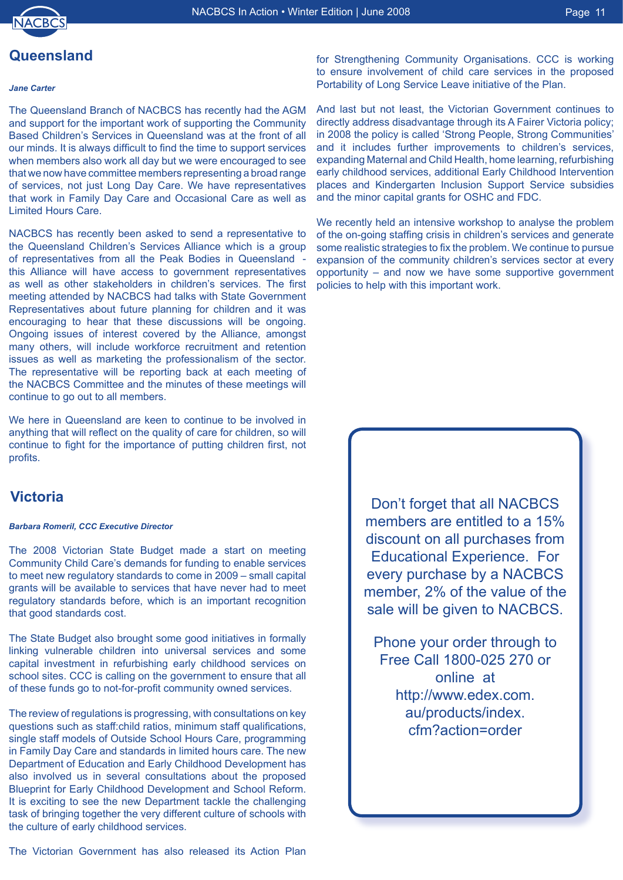## Queensland

***Jane Carter***

The Queensland Branch of NACBCS has recently had the AGM and support for the important work of supporting the Community Based Children's Services in Queensland was at the front of all our minds. It is always difficult to find the time to support services when members also work all day but we were encouraged to see that we now have committee members representing a broad range of services, not just Long Day Care. We have representatives that work in Family Day Care and Occasional Care as well as Limited Hours Care.

NACBCS has recently been asked to send a representative to the Queensland Children's Services Alliance which is a group of representatives from all the Peak Bodies in Queensland - this Alliance will have access to government representatives as well as other stakeholders in children's services. The first meeting attended by NACBCS had talks with State Government Representatives about future planning for children and it was encouraging to hear that these discussions will be ongoing. Ongoing issues of interest covered by the Alliance, amongst many others, will include workforce recruitment and retention issues as well as marketing the professionalism of the sector. The representative will be reporting back at each meeting of the NACBCS Committee and the minutes of these meetings will continue to go out to all members.

We here in Queensland are keen to continue to be involved in anything that will reflect on the quality of care for children, so will continue to fight for the importance of putting children first, not profits.

## Victoria

***Barbara Romeril, CCC Executive Director***

The 2008 Victorian State Budget made a start on meeting Community Child Care's demands for funding to enable services to meet new regulatory standards to come in 2009 – small capital grants will be available to services that have never had to meet regulatory standards before, which is an important recognition that good standards cost.

The State Budget also brought some good initiatives in formally linking vulnerable children into universal services and some capital investment in refurbishing early childhood services on school sites. CCC is calling on the government to ensure that all of these funds go to not-for-profit community owned services.

The review of regulations is progressing, with consultations on key questions such as staff:child ratios, minimum staff qualifications, single staff models of Outside School Hours Care, programming in Family Day Care and standards in limited hours care. The new Department of Education and Early Childhood Development has also involved us in several consultations about the proposed Blueprint for Early Childhood Development and School Reform. It is exciting to see the new Department tackle the challenging task of bringing together the very different culture of schools with the culture of early childhood services.

The Victorian Government has also released its Action Plan for Strengthening Community Organisations. CCC is working to ensure involvement of child care services in the proposed Portability of Long Service Leave initiative of the Plan.

And last but not least, the Victorian Government continues to directly address disadvantage through its A Fairer Victoria policy; in 2008 the policy is called 'Strong People, Strong Communities' and it includes further improvements to children's services, expanding Maternal and Child Health, home learning, refurbishing early childhood services, additional Early Childhood Intervention places and Kindergarten Inclusion Support Service subsidies and the minor capital grants for OSHC and FDC.

We recently held an intensive workshop to analyse the problem of the on-going staffing crisis in children's services and generate some realistic strategies to fix the problem. We continue to pursue expansion of the community children's services sector at every opportunity – and now we have some supportive government policies to help with this important work.

Don't forget that all NACBCS members are entitled to a 15% discount on all purchases from Educational Experience. For every purchase by a NACBCS member, 2% of the value of the sale will be given to NACBCS.

Phone your order through to Free Call 1800-025 270 or online at http://www.edex.com.au/products/index.cfm?action=order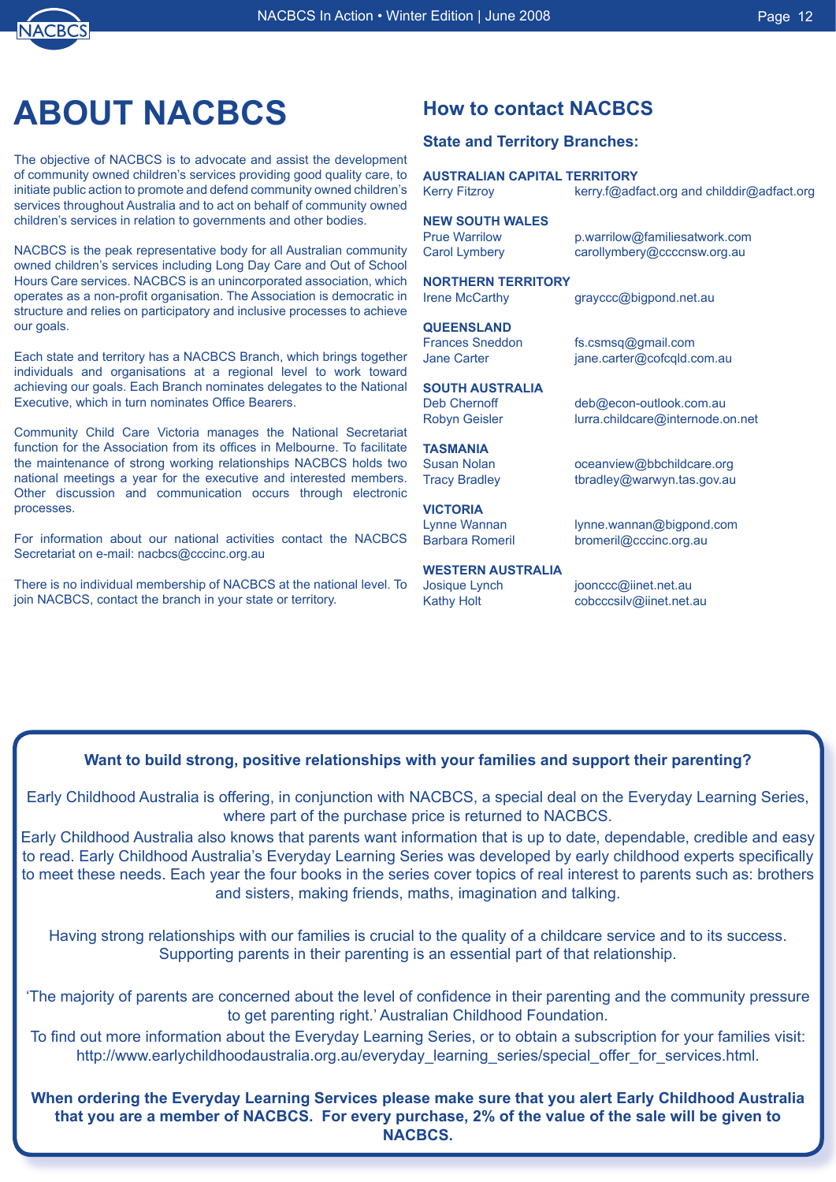# ABOUT NACBCS

The objective of NACBCS is to advocate and assist the development of community owned children's services providing good quality care, to initiate public action to promote and defend community owned children's services throughout Australia and to act on behalf of community owned children's services in relation to governments and other bodies.

NACBCS is the peak representative body for all Australian community owned children's services including Long Day Care and Out of School Hours Care services. NACBCS is an unincorporated association, which operates as a non-profit organisation. The Association is democratic in structure and relies on participatory and inclusive processes to achieve our goals.

Each state and territory has a NACBCS Branch, which brings together individuals and organisations at a regional level to work toward achieving our goals. Each Branch nominates delegates to the National Executive, which in turn nominates Office Bearers.

Community Child Care Victoria manages the National Secretariat function for the Association from its offices in Melbourne. To facilitate the maintenance of strong working relationships NACBCS holds two national meetings a year for the executive and interested members. Other discussion and communication occurs through electronic processes.

For information about our national activities contact the NACBCS Secretariat on e-mail: nacbcs@cccinc.org.au

There is no individual membership of NACBCS at the national level. To join NACBCS, contact the branch in your state or territory.

## How to contact NACBCS

### State and Territory Branches:

**AUSTRALIAN CAPITAL TERRITORY**
Kerry Fitzroy — kerry.f@adfact.org and childdir@adfact.org

**NEW SOUTH WALES**
Prue Warrilow — p.warrilow@familiesatwork.com
Carol Lymbery — carollymbery@ccccnsw.org.au

**NORTHERN TERRITORY**
Irene McCarthy — grayccc@bigpond.net.au

**QUEENSLAND**
Frances Sneddon — fs.csmsq@gmail.com
Jane Carter — jane.carter@cofcqld.com.au

**SOUTH AUSTRALIA**
Deb Chernoff — deb@econ-outlook.com.au
Robyn Geisler — lurra.childcare@internode.on.net

**TASMANIA**
Susan Nolan — oceanview@bbchildcare.org
Tracy Bradley — tbradley@warwyn.tas.gov.au

**VICTORIA**
Lynne Wannan — lynne.wannan@bigpond.com
Barbara Romeril — bromeril@cccinc.org.au

**WESTERN AUSTRALIA**
Josique Lynch — joonccc@iinet.net.au
Kathy Holt — cobcccsilv@iinet.net.au

---

**Want to build strong, positive relationships with your families and support their parenting?**

Early Childhood Australia is offering, in conjunction with NACBCS, a special deal on the Everyday Learning Series, where part of the purchase price is returned to NACBCS.

Early Childhood Australia also knows that parents want information that is up to date, dependable, credible and easy to read. Early Childhood Australia's Everyday Learning Series was developed by early childhood experts specifically to meet these needs. Each year the four books in the series cover topics of real interest to parents such as: brothers and sisters, making friends, maths, imagination and talking.

Having strong relationships with our families is crucial to the quality of a childcare service and to its success. Supporting parents in their parenting is an essential part of that relationship.

'The majority of parents are concerned about the level of confidence in their parenting and the community pressure to get parenting right.' Australian Childhood Foundation.

To find out more information about the Everyday Learning Series, or to obtain a subscription for your families visit: http://www.earlychildhoodaustralia.org.au/everyday_learning_series/special_offer_for_services.html.

**When ordering the Everyday Learning Services please make sure that you alert Early Childhood Australia that you are a member of NACBCS. For every purchase, 2% of the value of the sale will be given to NACBCS.**